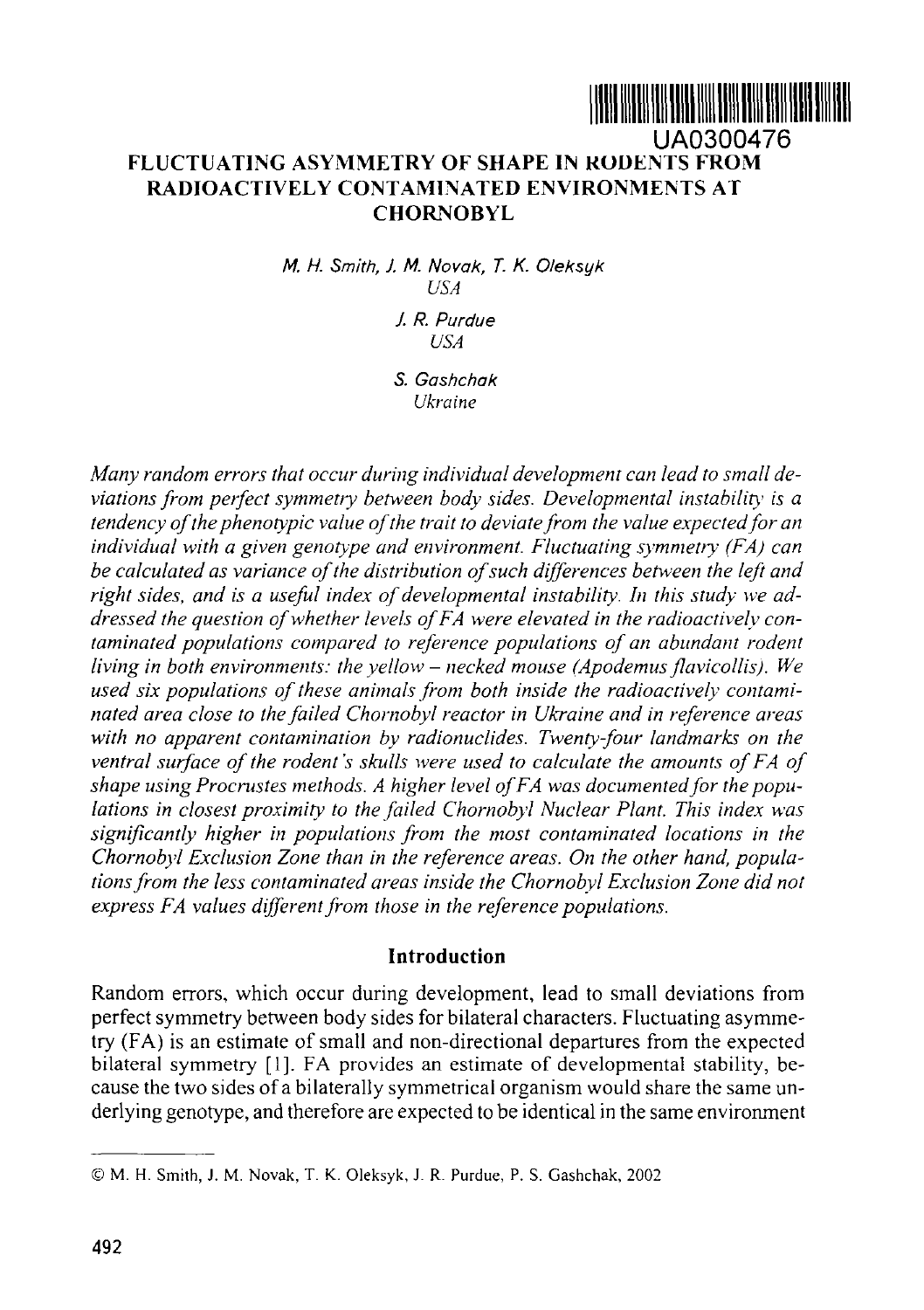UA0300476

# FLUCTUATING ASYMMETRY OF SHAPE IN RODENTS FROM RADIOACTIVELY CONTAMINATED ENVIRONMENTS AT CHORNOBYL

*M. H. Smith, J. M. Novak, T. K. Oleksyk*
*USA*

*J. R. Purdue*
*USA*

*S. Gashchak*
*Ukraine*

*Many random errors that occur during individual development can lead to small deviations from perfect symmetry between body sides. Developmental instability is a tendency of the phenotypic value of the trait to deviate from the value expected for an individual with a given genotype and environment. Fluctuating symmetry (FA) can be calculated as variance of the distribution of such differences between the left and right sides, and is a useful index of developmental instability. In this study we addressed the question of whether levels of FA were elevated in the radioactively contaminated populations compared to reference populations of an abundant rodent living in both environments: the yellow – necked mouse (Apodemus flavicollis). We used six populations of these animals from both inside the radioactively contaminated area close to the failed Chornobyl reactor in Ukraine and in reference areas with no apparent contamination by radionuclides. Twenty-four landmarks on the ventral surface of the rodent's skulls were used to calculate the amounts of FA of shape using Procrustes methods. A higher level of FA was documented for the populations in closest proximity to the failed Chornobyl Nuclear Plant. This index was significantly higher in populations from the most contaminated locations in the Chornobyl Exclusion Zone than in the reference areas. On the other hand, populations from the less contaminated areas inside the Chornobyl Exclusion Zone did not express FA values different from those in the reference populations.*

## Introduction

Random errors, which occur during development, lead to small deviations from perfect symmetry between body sides for bilateral characters. Fluctuating asymmetry (FA) is an estimate of small and non-directional departures from the expected bilateral symmetry [1]. FA provides an estimate of developmental stability, because the two sides of a bilaterally symmetrical organism would share the same underlying genotype, and therefore are expected to be identical in the same environment

---

© M. H. Smith, J. M. Novak, T. K. Oleksyk, J. R. Purdue, P. S. Gashchak, 2002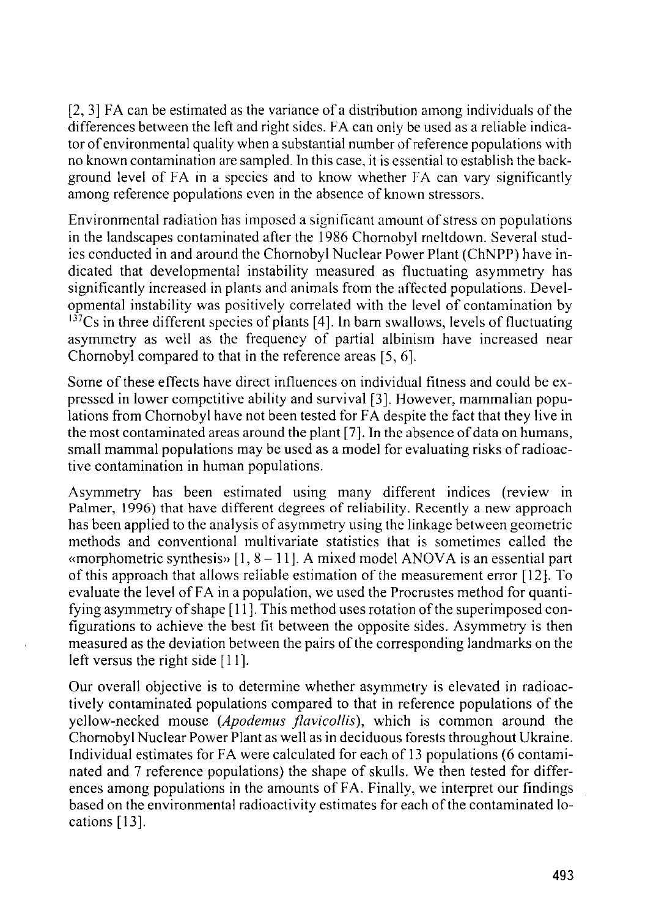[2, 3] FA can be estimated as the variance of a distribution among individuals of the differences between the left and right sides. FA can only be used as a reliable indicator of environmental quality when a substantial number of reference populations with no known contamination are sampled. In this case, it is essential to establish the background level of FA in a species and to know whether FA can vary significantly among reference populations even in the absence of known stressors.

Environmental radiation has imposed a significant amount of stress on populations in the landscapes contaminated after the 1986 Chornobyl meltdown. Several studies conducted in and around the Chornobyl Nuclear Power Plant (ChNPP) have indicated that developmental instability measured as fluctuating asymmetry has significantly increased in plants and animals from the affected populations. Developmental instability was positively correlated with the level of contamination by $^{137}Cs$ in three different species of plants [4]. In barn swallows, levels of fluctuating asymmetry as well as the frequency of partial albinism have increased near Chornobyl compared to that in the reference areas [5, 6].

Some of these effects have direct influences on individual fitness and could be expressed in lower competitive ability and survival [3]. However, mammalian populations from Chornobyl have not been tested for FA despite the fact that they live in the most contaminated areas around the plant [7]. In the absence of data on humans, small mammal populations may be used as a model for evaluating risks of radioactive contamination in human populations.

Asymmetry has been estimated using many different indices (review in Palmer, 1996) that have different degrees of reliability. Recently a new approach has been applied to the analysis of asymmetry using the linkage between geometric methods and conventional multivariate statistics that is sometimes called the «morphometric synthesis» [1, 8 – 11]. A mixed model ANOVA is an essential part of this approach that allows reliable estimation of the measurement error [12]. To evaluate the level of FA in a population, we used the Procrustes method for quantifying asymmetry of shape [11]. This method uses rotation of the superimposed configurations to achieve the best fit between the opposite sides. Asymmetry is then measured as the deviation between the pairs of the corresponding landmarks on the left versus the right side [11].

Our overall objective is to determine whether asymmetry is elevated in radioactively contaminated populations compared to that in reference populations of the yellow-necked mouse (*Apodemus flavicollis*), which is common around the Chornobyl Nuclear Power Plant as well as in deciduous forests throughout Ukraine. Individual estimates for FA were calculated for each of 13 populations (6 contaminated and 7 reference populations) the shape of skulls. We then tested for differences among populations in the amounts of FA. Finally, we interpret our findings based on the environmental radioactivity estimates for each of the contaminated locations [13].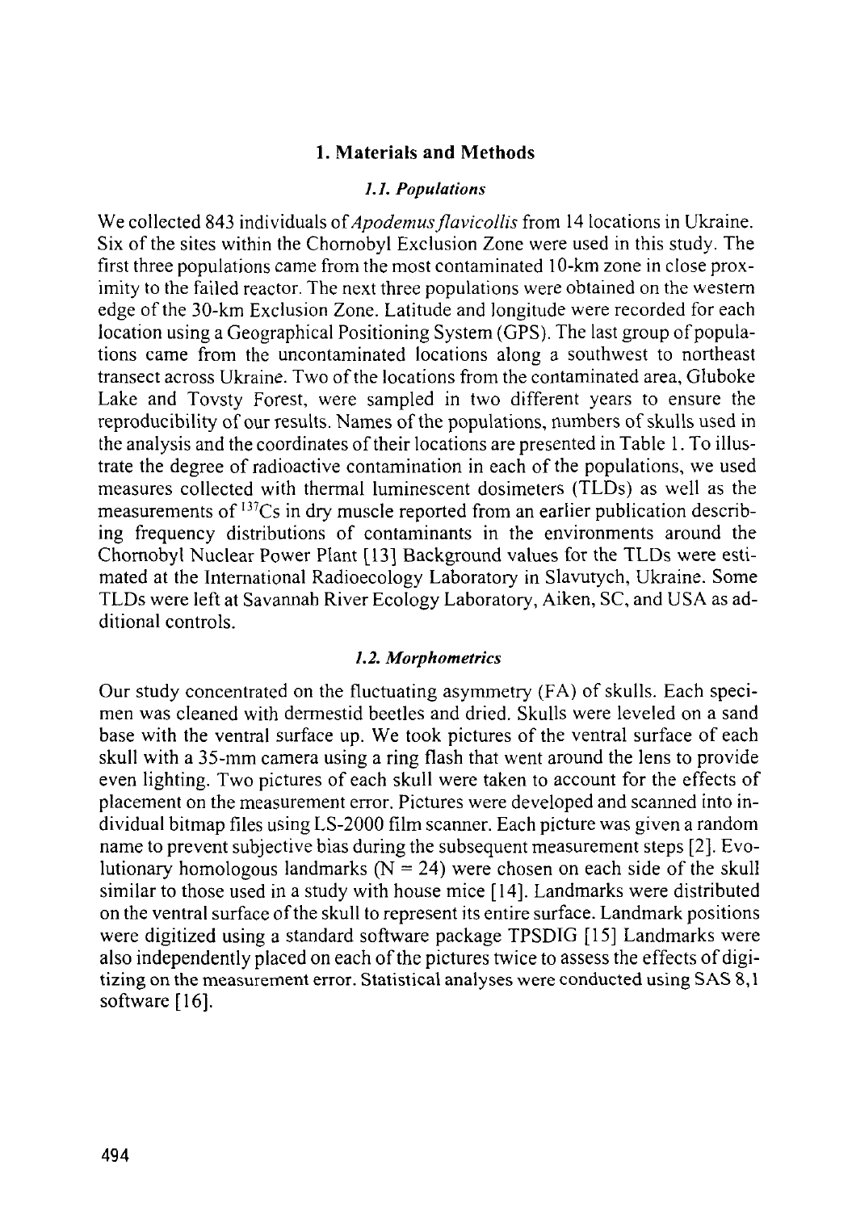## 1. Materials and Methods

### *1.1. Populations*

We collected 843 individuals of *Apodemus flavicollis* from 14 locations in Ukraine. Six of the sites within the Chornobyl Exclusion Zone were used in this study. The first three populations came from the most contaminated 10-km zone in close proximity to the failed reactor. The next three populations were obtained on the western edge of the 30-km Exclusion Zone. Latitude and longitude were recorded for each location using a Geographical Positioning System (GPS). The last group of populations came from the uncontaminated locations along a southwest to northeast transect across Ukraine. Two of the locations from the contaminated area, Gluboke Lake and Tovsty Forest, were sampled in two different years to ensure the reproducibility of our results. Names of the populations, numbers of skulls used in the analysis and the coordinates of their locations are presented in Table 1. To illustrate the degree of radioactive contamination in each of the populations, we used measures collected with thermal luminescent dosimeters (TLDs) as well as the measurements of $^{137}Cs$ in dry muscle reported from an earlier publication describing frequency distributions of contaminants in the environments around the Chornobyl Nuclear Power Plant [13] Background values for the TLDs were estimated at the International Radioecology Laboratory in Slavutych, Ukraine. Some TLDs were left at Savannah River Ecology Laboratory, Aiken, SC, and USA as additional controls.

### *1.2. Morphometrics*

Our study concentrated on the fluctuating asymmetry (FA) of skulls. Each specimen was cleaned with dermestid beetles and dried. Skulls were leveled on a sand base with the ventral surface up. We took pictures of the ventral surface of each skull with a 35-mm camera using a ring flash that went around the lens to provide even lighting. Two pictures of each skull were taken to account for the effects of placement on the measurement error. Pictures were developed and scanned into individual bitmap files using LS-2000 film scanner. Each picture was given a random name to prevent subjective bias during the subsequent measurement steps [2]. Evolutionary homologous landmarks ($N = 24$) were chosen on each side of the skull similar to those used in a study with house mice [14]. Landmarks were distributed on the ventral surface of the skull to represent its entire surface. Landmark positions were digitized using a standard software package TPSDIG [15] Landmarks were also independently placed on each of the pictures twice to assess the effects of digitizing on the measurement error. Statistical analyses were conducted using SAS 8,1 software [16].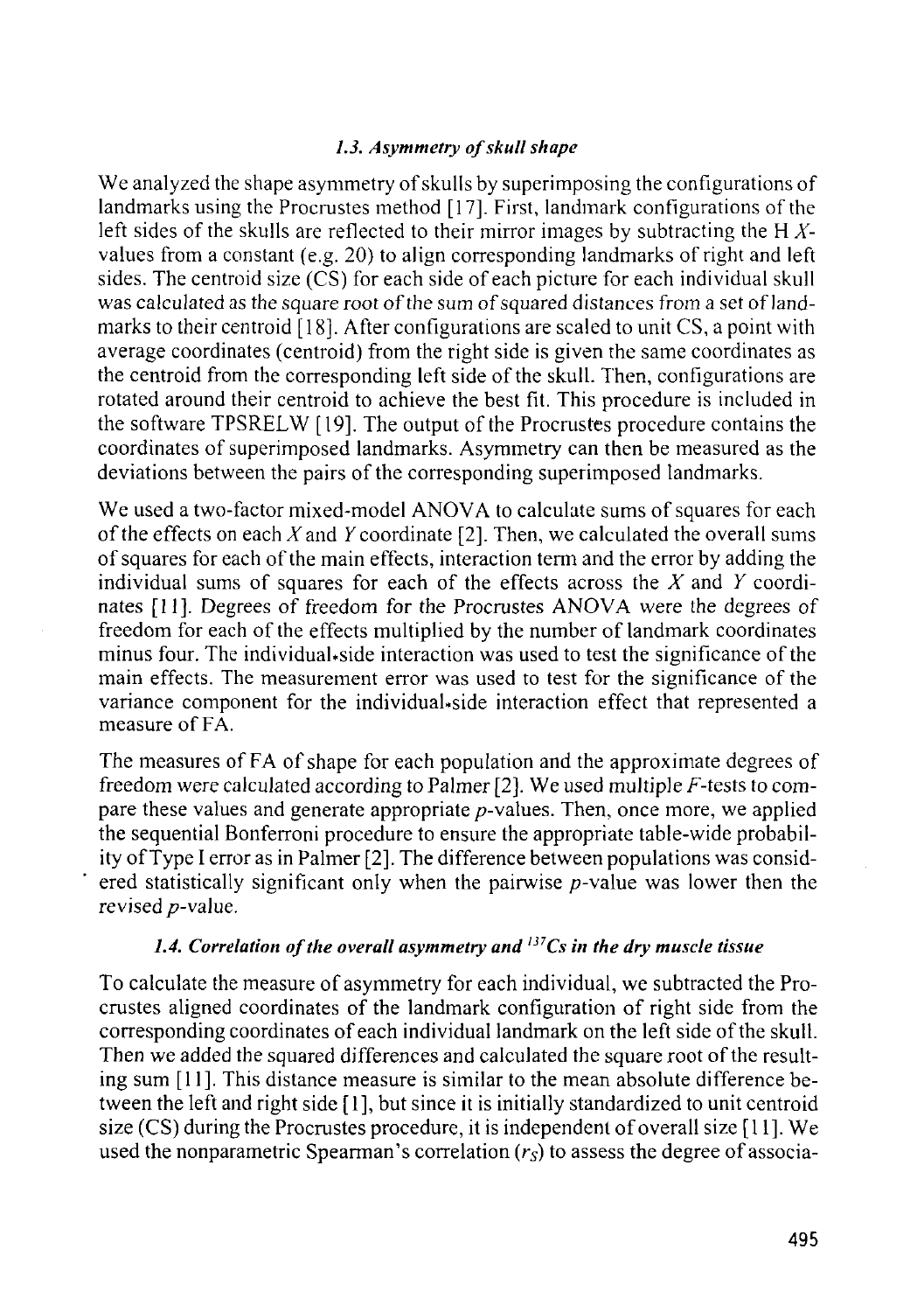### *1.3. Asymmetry of skull shape*

We analyzed the shape asymmetry of skulls by superimposing the configurations of landmarks using the Procrustes method [17]. First, landmark configurations of the left sides of the skulls are reflected to their mirror images by subtracting the H $X$-values from a constant (e.g. 20) to align corresponding landmarks of right and left sides. The centroid size (CS) for each side of each picture for each individual skull was calculated as the square root of the sum of squared distances from a set of landmarks to their centroid [18]. After configurations are scaled to unit CS, a point with average coordinates (centroid) from the right side is given the same coordinates as the centroid from the corresponding left side of the skull. Then, configurations are rotated around their centroid to achieve the best fit. This procedure is included in the software TPSRELW [19]. The output of the Procrustes procedure contains the coordinates of superimposed landmarks. Asymmetry can then be measured as the deviations between the pairs of the corresponding superimposed landmarks.

We used a two-factor mixed-model ANOVA to calculate sums of squares for each of the effects on each $X$ and $Y$ coordinate [2]. Then, we calculated the overall sums of squares for each of the main effects, interaction term and the error by adding the individual sums of squares for each of the effects across the $X$ and $Y$ coordinates [11]. Degrees of freedom for the Procrustes ANOVA were the degrees of freedom for each of the effects multiplied by the number of landmark coordinates minus four. The individual*side interaction was used to test the significance of the main effects. The measurement error was used to test for the significance of the variance component for the individual*side interaction effect that represented a measure of FA.

The measures of FA of shape for each population and the approximate degrees of freedom were calculated according to Palmer [2]. We used multiple $F$-tests to compare these values and generate appropriate $p$-values. Then, once more, we applied the sequential Bonferroni procedure to ensure the appropriate table-wide probability of Type I error as in Palmer [2]. The difference between populations was considered statistically significant only when the pairwise $p$-value was lower then the revised $p$-value.

### *1.4. Correlation of the overall asymmetry and $^{137}Cs$ in the dry muscle tissue*

To calculate the measure of asymmetry for each individual, we subtracted the Procrustes aligned coordinates of the landmark configuration of right side from the corresponding coordinates of each individual landmark on the left side of the skull. Then we added the squared differences and calculated the square root of the resulting sum [11]. This distance measure is similar to the mean absolute difference between the left and right side [1], but since it is initially standardized to unit centroid size (CS) during the Procrustes procedure, it is independent of overall size [11]. We used the nonparametric Spearman's correlation ($r_S$) to assess the degree of associa-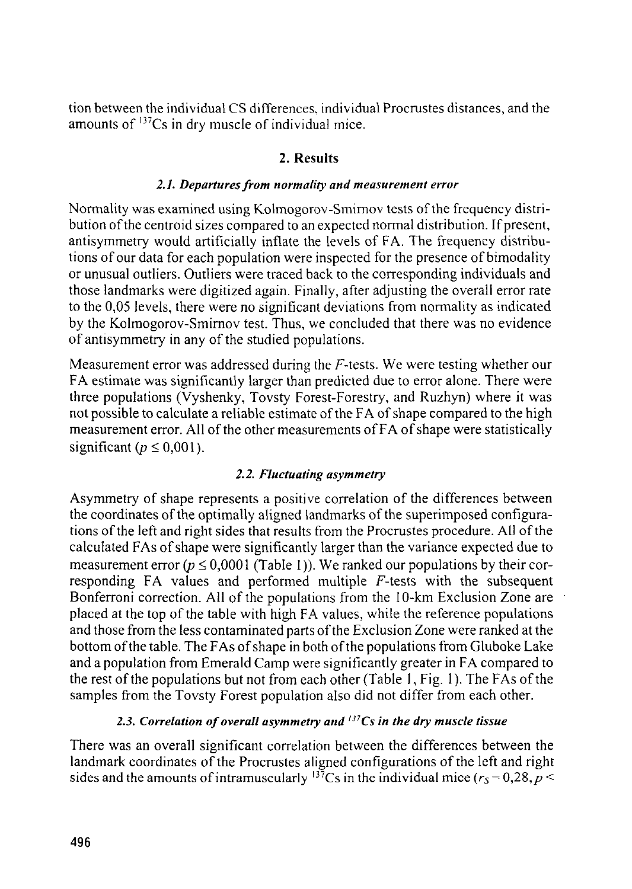tion between the individual CS differences, individual Procrustes distances, and the amounts of $^{137}Cs$ in dry muscle of individual mice.

## 2. Results

### *2.1. Departures from normality and measurement error*

Normality was examined using Kolmogorov-Smirnov tests of the frequency distribution of the centroid sizes compared to an expected normal distribution. If present, antisymmetry would artificially inflate the levels of FA. The frequency distributions of our data for each population were inspected for the presence of bimodality or unusual outliers. Outliers were traced back to the corresponding individuals and those landmarks were digitized again. Finally, after adjusting the overall error rate to the 0,05 levels, there were no significant deviations from normality as indicated by the Kolmogorov-Smirnov test. Thus, we concluded that there was no evidence of antisymmetry in any of the studied populations.

Measurement error was addressed during the $F$-tests. We were testing whether our FA estimate was significantly larger than predicted due to error alone. There were three populations (Vyshenky, Tovsty Forest-Forestry, and Ruzhyn) where it was not possible to calculate a reliable estimate of the FA of shape compared to the high measurement error. All of the other measurements of FA of shape were statistically significant ($p \leq 0{,}001$).

### *2.2. Fluctuating asymmetry*

Asymmetry of shape represents a positive correlation of the differences between the coordinates of the optimally aligned landmarks of the superimposed configurations of the left and right sides that results from the Procrustes procedure. All of the calculated FAs of shape were significantly larger than the variance expected due to measurement error ($p \leq 0{,}0001$ (Table 1)). We ranked our populations by their corresponding FA values and performed multiple $F$-tests with the subsequent Bonferroni correction. All of the populations from the 10-km Exclusion Zone are placed at the top of the table with high FA values, while the reference populations and those from the less contaminated parts of the Exclusion Zone were ranked at the bottom of the table. The FAs of shape in both of the populations from Gluboke Lake and a population from Emerald Camp were significantly greater in FA compared to the rest of the populations but not from each other (Table 1, Fig. 1). The FAs of the samples from the Tovsty Forest population also did not differ from each other.

### *2.3. Correlation of overall asymmetry and $^{137}Cs$ in the dry muscle tissue*

There was an overall significant correlation between the differences between the landmark coordinates of the Procrustes aligned configurations of the left and right sides and the amounts of intramuscularly $^{137}Cs$ in the individual mice ($r_S = 0{,}28$, $p <$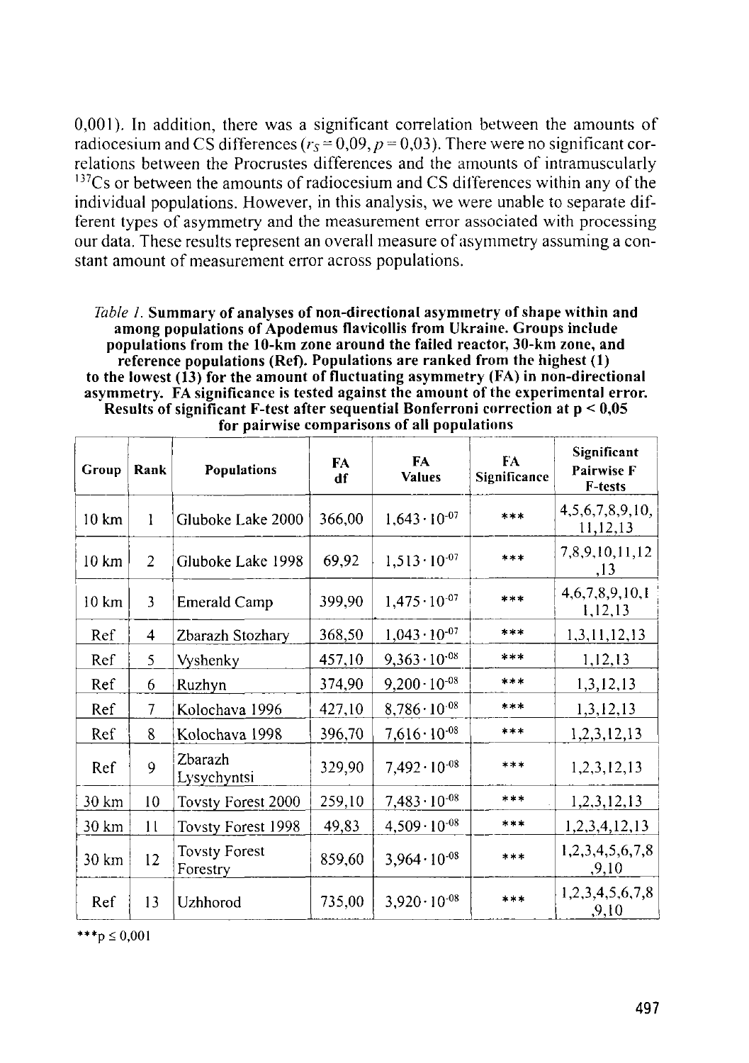0,001). In addition, there was a significant correlation between the amounts of radiocesium and CS differences ($r_S = 0{,}09$, $p = 0{,}03$). There were no significant correlations between the Procrustes differences and the amounts of intramuscularly $^{137}Cs$ or between the amounts of radiocesium and CS differences within any of the individual populations. However, in this analysis, we were unable to separate different types of asymmetry and the measurement error associated with processing our data. These results represent an overall measure of asymmetry assuming a constant amount of measurement error across populations.

*Table 1.* **Summary of analyses of non-directional asymmetry of shape within and among populations of Apodemus flavicollis from Ukraine. Groups include populations from the 10-km zone around the failed reactor, 30-km zone, and reference populations (Ref). Populations are ranked from the highest (1) to the lowest (13) for the amount of fluctuating asymmetry (FA) in non-directional asymmetry. FA significance is tested against the amount of the experimental error. Results of significant F-test after sequential Bonferroni correction at p < 0,05 for pairwise comparisons of all populations**

| Group | Rank | Populations | FA df | FA Values | FA Significance | Significant Pairwise F F-tests |
|---|---|---|---|---|---|---|
| 10 km | 1 | Gluboke Lake 2000 | 366,00 | $1{,}643 \cdot 10^{-07}$ | *** | 4,5,6,7,8,9,10,11,12,13 |
| 10 km | 2 | Gluboke Lake 1998 | 69,92 | $1{,}513 \cdot 10^{-07}$ | *** | 7,8,9,10,11,12,13 |
| 10 km | 3 | Emerald Camp | 399,90 | $1{,}475 \cdot 10^{-07}$ | *** | 4,6,7,8,9,10,11,12,13 |
| Ref | 4 | Zbarazh Stozhary | 368,50 | $1{,}043 \cdot 10^{-07}$ | *** | 1,3,11,12,13 |
| Ref | 5 | Vyshenky | 457,10 | $9{,}363 \cdot 10^{-08}$ | *** | 1,12,13 |
| Ref | 6 | Ruzhyn | 374,90 | $9{,}200 \cdot 10^{-08}$ | *** | 1,3,12,13 |
| Ref | 7 | Kolochava 1996 | 427,10 | $8{,}786 \cdot 10^{-08}$ | *** | 1,3,12,13 |
| Ref | 8 | Kolochava 1998 | 396,70 | $7{,}616 \cdot 10^{-08}$ | *** | 1,2,3,12,13 |
| Ref | 9 | Zbarazh Lysychyntsi | 329,90 | $7{,}492 \cdot 10^{-08}$ | *** | 1,2,3,12,13 |
| 30 km | 10 | Tovsty Forest 2000 | 259,10 | $7{,}483 \cdot 10^{-08}$ | *** | 1,2,3,12,13 |
| 30 km | 11 | Tovsty Forest 1998 | 49,83 | $4{,}509 \cdot 10^{-08}$ | *** | 1,2,3,4,12,13 |
| 30 km | 12 | Tovsty Forest Forestry | 859,60 | $3{,}964 \cdot 10^{-08}$ | *** | 1,2,3,4,5,6,7,8,9,10 |
| Ref | 13 | Uzhhorod | 735,00 | $3{,}920 \cdot 10^{-08}$ | *** | 1,2,3,4,5,6,7,8,9,10 |

***$p \leq 0{,}001$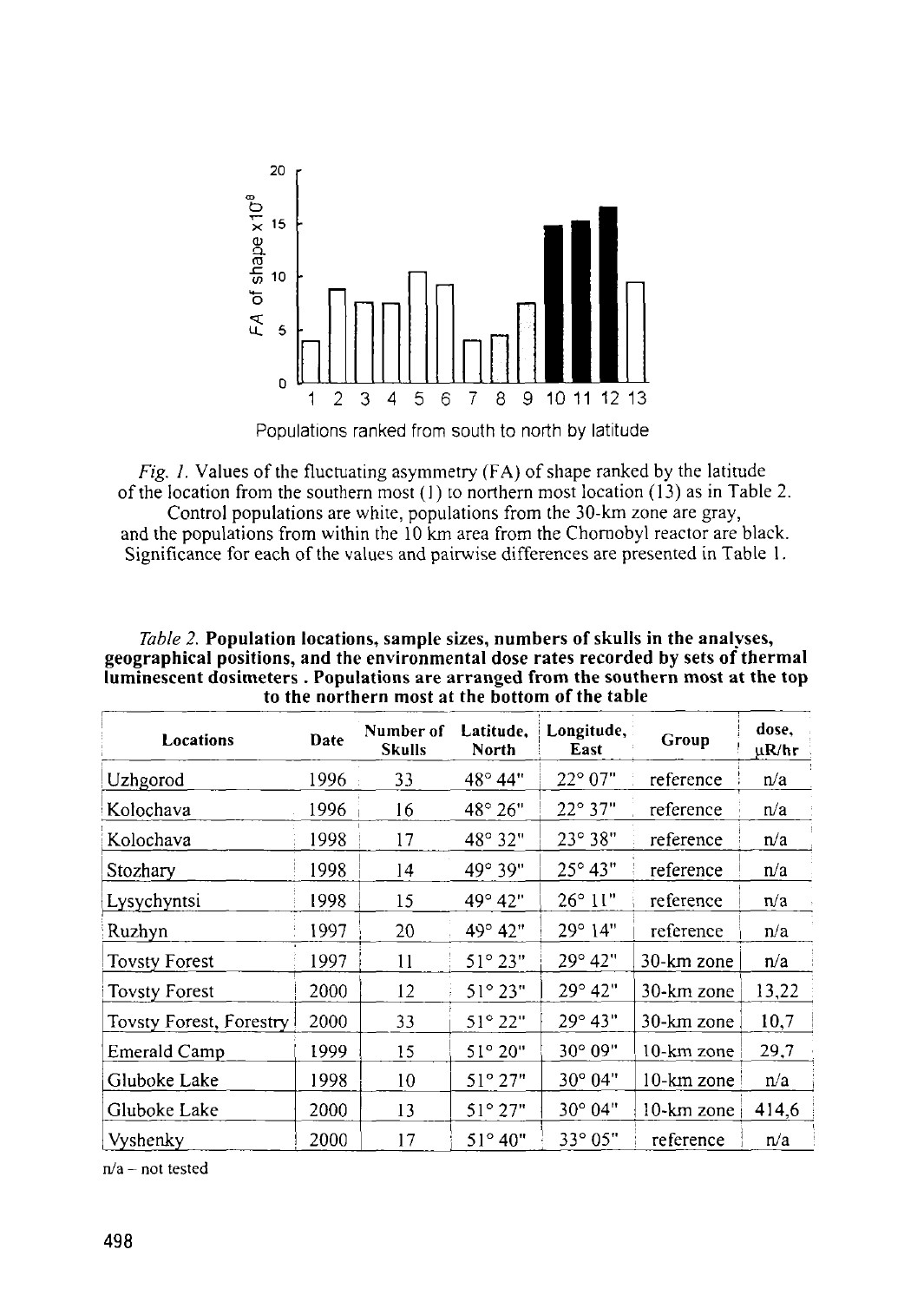*Fig. 1.* Values of the fluctuating asymmetry (FA) of shape ranked by the latitude of the location from the southern most (1) to northern most location (13) as in Table 2. Control populations are white, populations from the 30-km zone are gray, and the populations from within the 10 km area from the Chornobyl reactor are black. Significance for each of the values and pairwise differences are presented in Table 1.

*Table 2.* **Population locations, sample sizes, numbers of skulls in the analyses, geographical positions, and the environmental dose rates recorded by sets of thermal luminescent dosimeters . Populations are arranged from the southern most at the top to the northern most at the bottom of the table**

| Locations | Date | Number of Skulls | Latitude, North | Longitude, East | Group | dose, μR/hr |
|---|---|---|---|---|---|---|
| Uzhgorod | 1996 | 33 | 48° 44" | 22° 07" | reference | n/a |
| Kolochava | 1996 | 16 | 48° 26" | 22° 37" | reference | n/a |
| Kolochava | 1998 | 17 | 48° 32" | 23° 38" | reference | n/a |
| Stozhary | 1998 | 14 | 49° 39" | 25° 43" | reference | n/a |
| Lysychyntsi | 1998 | 15 | 49° 42" | 26° 11" | reference | n/a |
| Ruzhyn | 1997 | 20 | 49° 42" | 29° 14" | reference | n/a |
| Tovsty Forest | 1997 | 11 | 51° 23" | 29° 42" | 30-km zone | n/a |
| Tovsty Forest | 2000 | 12 | 51° 23" | 29° 42" | 30-km zone | 13,22 |
| Tovsty Forest, Forestry | 2000 | 33 | 51° 22" | 29° 43" | 30-km zone | 10,7 |
| Emerald Camp | 1999 | 15 | 51° 20" | 30° 09" | 10-km zone | 29,7 |
| Gluboke Lake | 1998 | 10 | 51° 27" | 30° 04" | 10-km zone | n/a |
| Gluboke Lake | 2000 | 13 | 51° 27" | 30° 04" | 10-km zone | 414,6 |
| Vyshenky | 2000 | 17 | 51° 40" | 33° 05" | reference | n/a |

n/a – not tested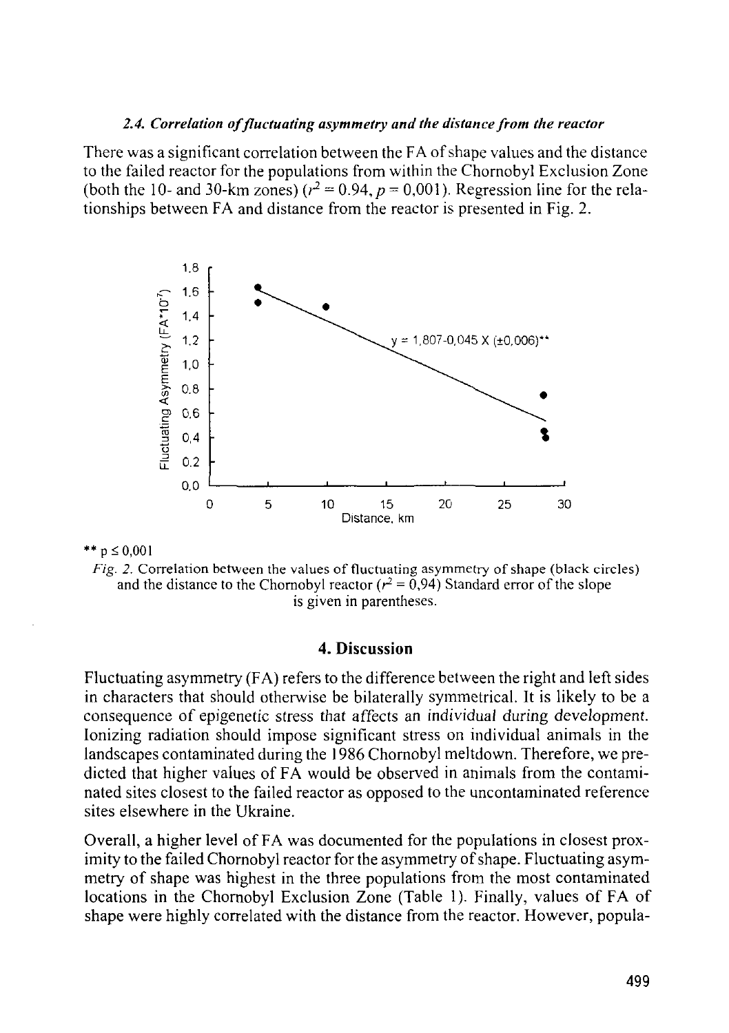### *2.4. Correlation of fluctuating asymmetry and the distance from the reactor*

There was a significant correlation between the FA of shape values and the distance to the failed reactor for the populations from within the Chornobyl Exclusion Zone (both the 10- and 30-km zones) ($r^2 = 0.94$, $p = 0{,}001$). Regression line for the relationships between FA and distance from the reactor is presented in Fig. 2.

** p ≤ 0,001

*Fig. 2.* Correlation between the values of fluctuating asymmetry of shape (black circles) and the distance to the Chornobyl reactor ($r^2 = 0{,}94$) Standard error of the slope is given in parentheses.

## 4. Discussion

Fluctuating asymmetry (FA) refers to the difference between the right and left sides in characters that should otherwise be bilaterally symmetrical. It is likely to be a consequence of epigenetic stress that affects an individual during development. Ionizing radiation should impose significant stress on individual animals in the landscapes contaminated during the 1986 Chornobyl meltdown. Therefore, we predicted that higher values of FA would be observed in animals from the contaminated sites closest to the failed reactor as opposed to the uncontaminated reference sites elsewhere in the Ukraine.

Overall, a higher level of FA was documented for the populations in closest proximity to the failed Chornobyl reactor for the asymmetry of shape. Fluctuating asymmetry of shape was highest in the three populations from the most contaminated locations in the Chornobyl Exclusion Zone (Table 1). Finally, values of FA of shape were highly correlated with the distance from the reactor. However, popula-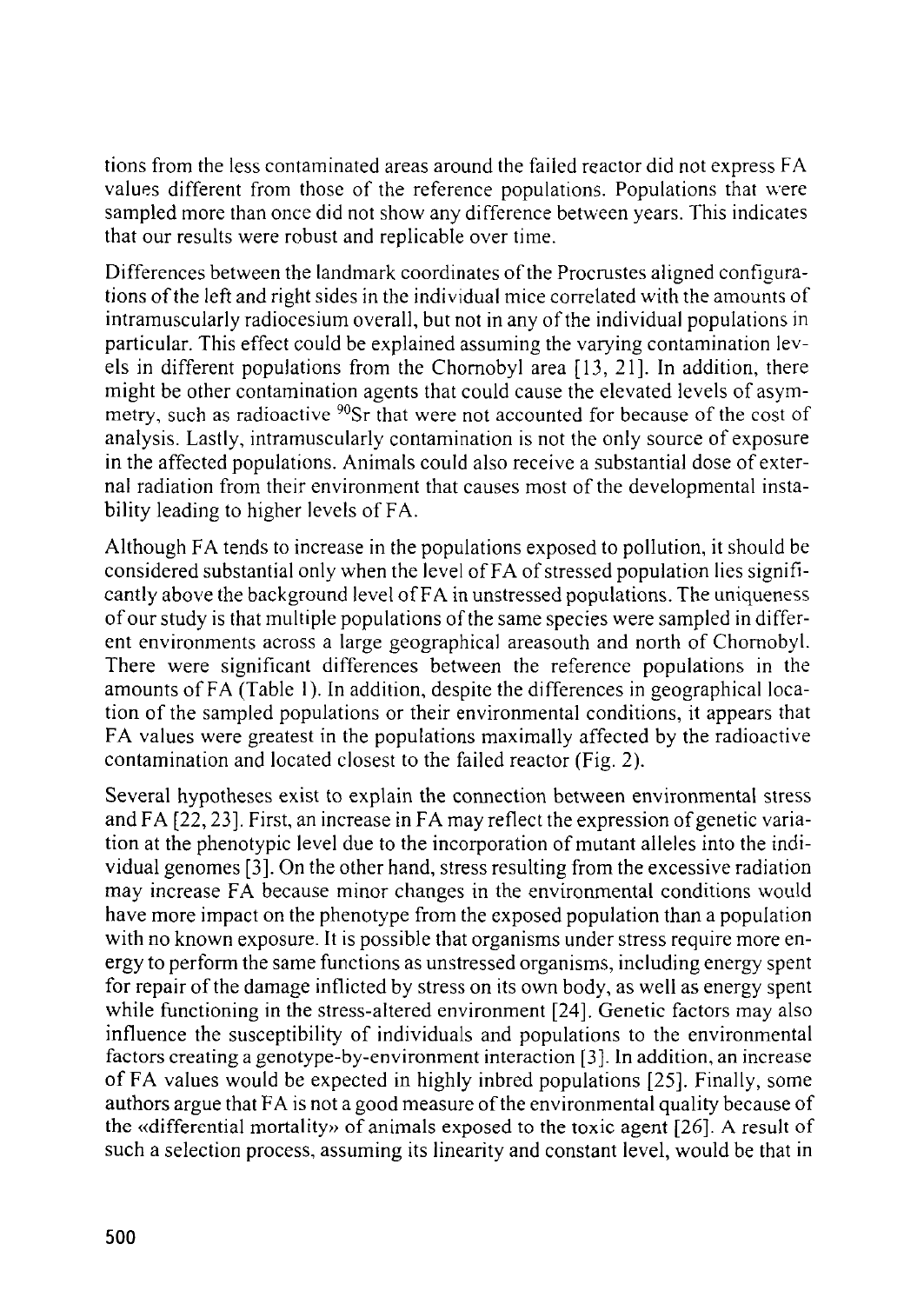tions from the less contaminated areas around the failed reactor did not express FA values different from those of the reference populations. Populations that were sampled more than once did not show any difference between years. This indicates that our results were robust and replicable over time.

Differences between the landmark coordinates of the Procrustes aligned configurations of the left and right sides in the individual mice correlated with the amounts of intramuscularly radiocesium overall, but not in any of the individual populations in particular. This effect could be explained assuming the varying contamination levels in different populations from the Chornobyl area [13, 21]. In addition, there might be other contamination agents that could cause the elevated levels of asymmetry, such as radioactive $^{90}$Sr that were not accounted for because of the cost of analysis. Lastly, intramuscularly contamination is not the only source of exposure in the affected populations. Animals could also receive a substantial dose of external radiation from their environment that causes most of the developmental instability leading to higher levels of FA.

Although FA tends to increase in the populations exposed to pollution, it should be considered substantial only when the level of FA of stressed population lies significantly above the background level of FA in unstressed populations. The uniqueness of our study is that multiple populations of the same species were sampled in different environments across a large geographical areasouth and north of Chornobyl. There were significant differences between the reference populations in the amounts of FA (Table 1). In addition, despite the differences in geographical location of the sampled populations or their environmental conditions, it appears that FA values were greatest in the populations maximally affected by the radioactive contamination and located closest to the failed reactor (Fig. 2).

Several hypotheses exist to explain the connection between environmental stress and FA [22, 23]. First, an increase in FA may reflect the expression of genetic variation at the phenotypic level due to the incorporation of mutant alleles into the individual genomes [3]. On the other hand, stress resulting from the excessive radiation may increase FA because minor changes in the environmental conditions would have more impact on the phenotype from the exposed population than a population with no known exposure. It is possible that organisms under stress require more energy to perform the same functions as unstressed organisms, including energy spent for repair of the damage inflicted by stress on its own body, as well as energy spent while functioning in the stress-altered environment [24]. Genetic factors may also influence the susceptibility of individuals and populations to the environmental factors creating a genotype-by-environment interaction [3]. In addition, an increase of FA values would be expected in highly inbred populations [25]. Finally, some authors argue that FA is not a good measure of the environmental quality because of the «differential mortality» of animals exposed to the toxic agent [26]. A result of such a selection process, assuming its linearity and constant level, would be that in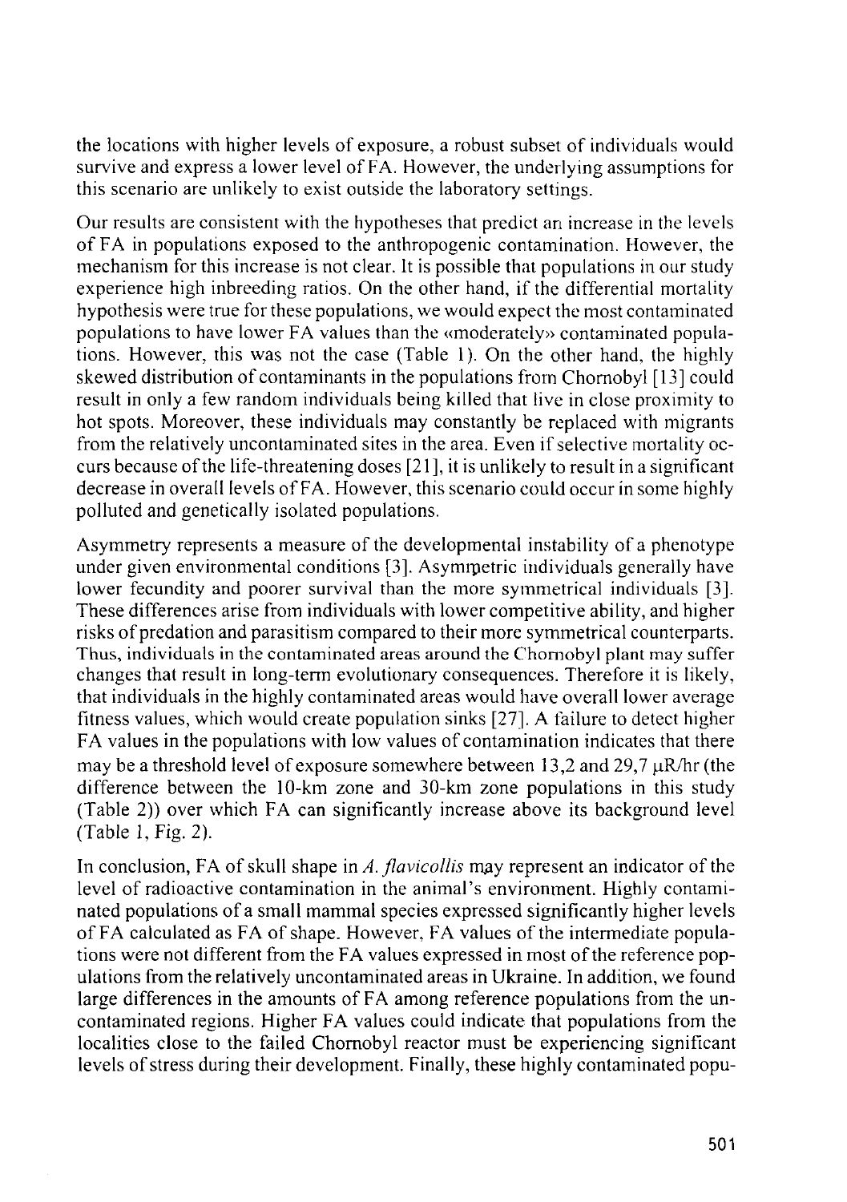the locations with higher levels of exposure, a robust subset of individuals would survive and express a lower level of FA. However, the underlying assumptions for this scenario are unlikely to exist outside the laboratory settings.

Our results are consistent with the hypotheses that predict an increase in the levels of FA in populations exposed to the anthropogenic contamination. However, the mechanism for this increase is not clear. It is possible that populations in our study experience high inbreeding ratios. On the other hand, if the differential mortality hypothesis were true for these populations, we would expect the most contaminated populations to have lower FA values than the «moderately» contaminated populations. However, this was not the case (Table 1). On the other hand, the highly skewed distribution of contaminants in the populations from Chornobyl [13] could result in only a few random individuals being killed that live in close proximity to hot spots. Moreover, these individuals may constantly be replaced with migrants from the relatively uncontaminated sites in the area. Even if selective mortality occurs because of the life-threatening doses [21], it is unlikely to result in a significant decrease in overall levels of FA. However, this scenario could occur in some highly polluted and genetically isolated populations.

Asymmetry represents a measure of the developmental instability of a phenotype under given environmental conditions [3]. Asymmetric individuals generally have lower fecundity and poorer survival than the more symmetrical individuals [3]. These differences arise from individuals with lower competitive ability, and higher risks of predation and parasitism compared to their more symmetrical counterparts. Thus, individuals in the contaminated areas around the Chornobyl plant may suffer changes that result in long-term evolutionary consequences. Therefore it is likely, that individuals in the highly contaminated areas would have overall lower average fitness values, which would create population sinks [27]. A failure to detect higher FA values in the populations with low values of contamination indicates that there may be a threshold level of exposure somewhere between 13,2 and 29,7 μR/hr (the difference between the 10-km zone and 30-km zone populations in this study (Table 2)) over which FA can significantly increase above its background level (Table 1, Fig. 2).

In conclusion, FA of skull shape in *A. flavicollis* may represent an indicator of the level of radioactive contamination in the animal's environment. Highly contaminated populations of a small mammal species expressed significantly higher levels of FA calculated as FA of shape. However, FA values of the intermediate populations were not different from the FA values expressed in most of the reference populations from the relatively uncontaminated areas in Ukraine. In addition, we found large differences in the amounts of FA among reference populations from the uncontaminated regions. Higher FA values could indicate that populations from the localities close to the failed Chornobyl reactor must be experiencing significant levels of stress during their development. Finally, these highly contaminated popu-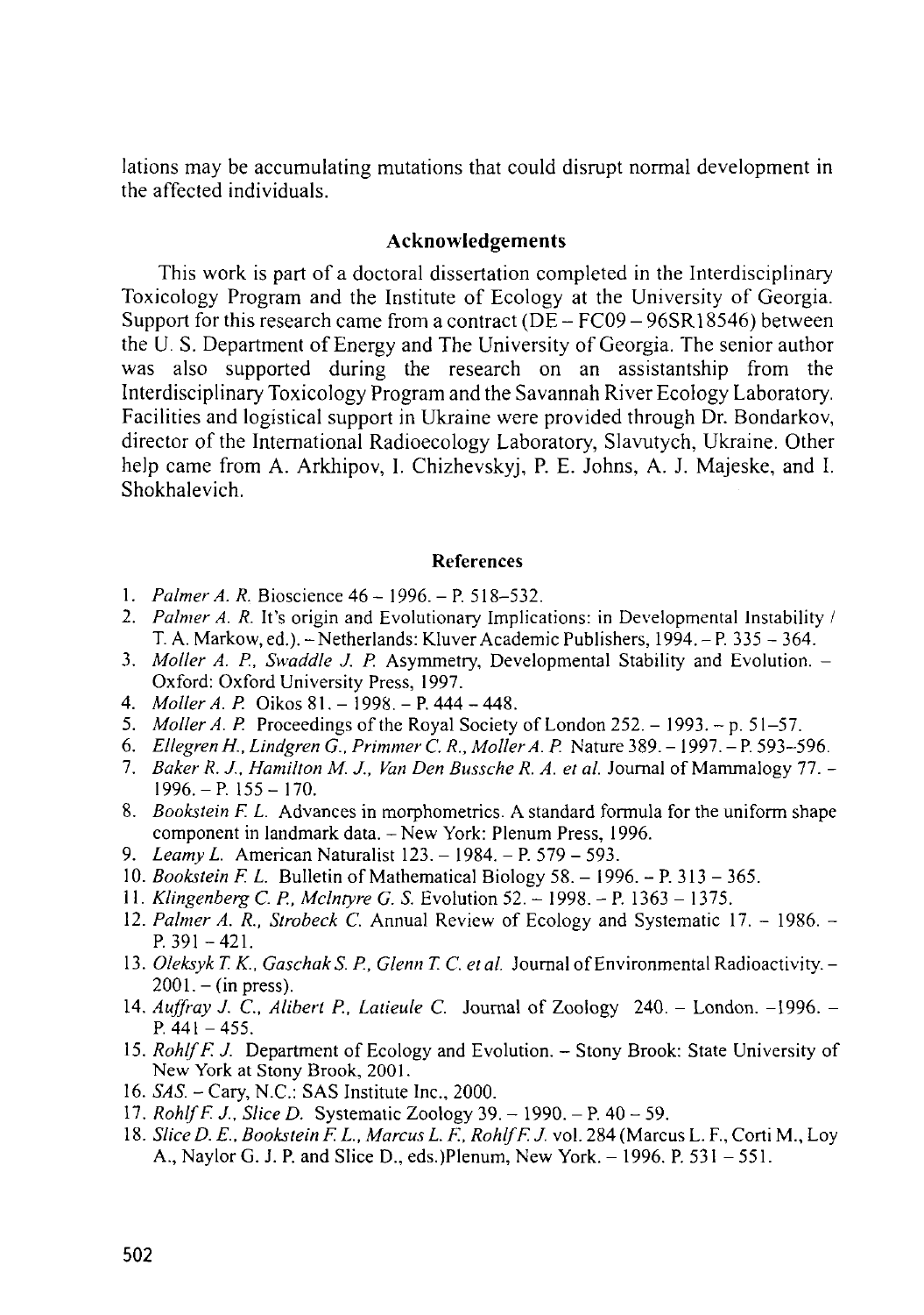lations may be accumulating mutations that could disrupt normal development in the affected individuals.

### Acknowledgements

This work is part of a doctoral dissertation completed in the Interdisciplinary Toxicology Program and the Institute of Ecology at the University of Georgia. Support for this research came from a contract (DE – FC09 – 96SR18546) between the U. S. Department of Energy and The University of Georgia. The senior author was also supported during the research on an assistantship from the Interdisciplinary Toxicology Program and the Savannah River Ecology Laboratory. Facilities and logistical support in Ukraine were provided through Dr. Bondarkov, director of the International Radioecology Laboratory, Slavutych, Ukraine. Other help came from A. Arkhipov, I. Chizhevskyj, P. E. Johns, A. J. Majeske, and I. Shokhalevich.

### References

1. *Palmer A. R.* Bioscience 46 – 1996. – P. 518–532.
2. *Palmer A. R.* It's origin and Evolutionary Implications: in Developmental Instability / T. A. Markow, ed.). – Netherlands: Kluver Academic Publishers, 1994. – P. 335 – 364.
3. *Moller A. P., Swaddle J. P.* Asymmetry, Developmental Stability and Evolution. – Oxford: Oxford University Press, 1997.
4. *Moller A. P.* Oikos 81. – 1998. – P. 444 – 448.
5. *Moller A. P.* Proceedings of the Royal Society of London 252. – 1993. – p. 51–57.
6. *Ellegren H., Lindgren G., Primmer C. R., Moller A. P.* Nature 389. – 1997. – P. 593–596.
7. *Baker R. J., Hamilton M. J., Van Den Bussche R. A. et al.* Journal of Mammalogy 77. – 1996. – P. 155 – 170.
8. *Bookstein F. L.* Advances in morphometrics. A standard formula for the uniform shape component in landmark data. – New York: Plenum Press, 1996.
9. *Leamy L.* American Naturalist 123. – 1984. – P. 579 – 593.
10. *Bookstein F. L.* Bulletin of Mathematical Biology 58. – 1996. – P. 313 – 365.
11. *Klingenberg C. P., McIntyre G. S.* Evolution 52. – 1998. – P. 1363 – 1375.
12. *Palmer A. R., Strobeck C.* Annual Review of Ecology and Systematic 17. – 1986. – P. 391 – 421.
13. *Oleksyk T. K., Gaschak S. P., Glenn T. C. et al.* Journal of Environmental Radioactivity. – 2001. – (in press).
14. *Auffray J. C., Alibert P., Latieule C.* Journal of Zoology 240. – London. –1996. – P. 441 – 455.
15. *Rohlf F. J.* Department of Ecology and Evolution. – Stony Brook: State University of New York at Stony Brook, 2001.
16. *SAS.* – Cary, N.C.: SAS Institute Inc., 2000.
17. *Rohlf F. J., Slice D.* Systematic Zoology 39. – 1990. – P. 40 – 59.
18. *Slice D. E., Bookstein F. L., Marcus L. F., Rohlf F. J.* vol. 284 (Marcus L. F., Corti M., Loy A., Naylor G. J. P. and Slice D., eds.)Plenum, New York. – 1996. P. 531 – 551.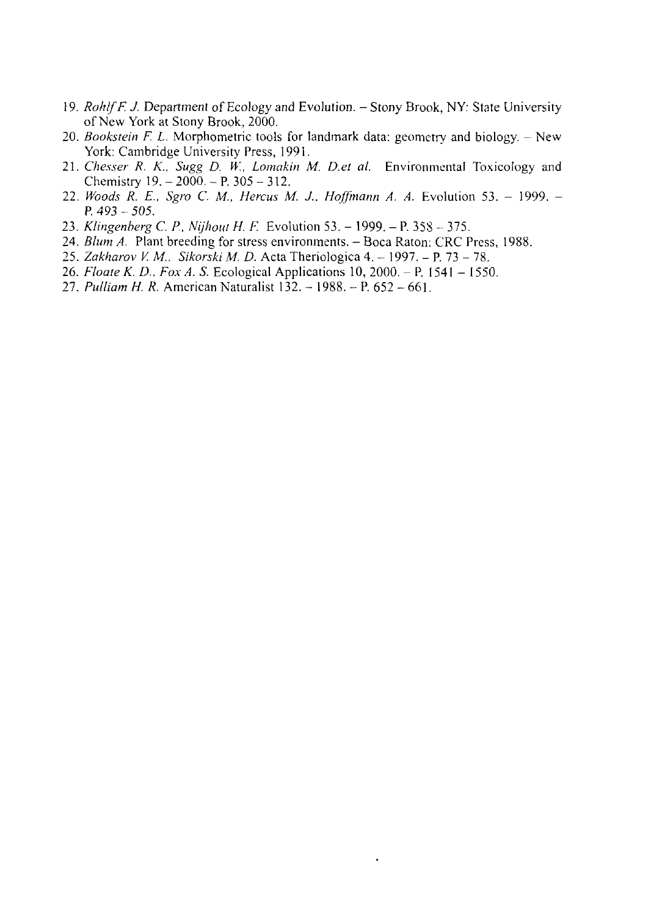19. *Rohlf F. J.* Department of Ecology and Evolution. – Stony Brook, NY: State University of New York at Stony Brook, 2000.
20. *Bookstein F. L.* Morphometric tools for landmark data: geometry and biology. – New York: Cambridge University Press, 1991.
21. *Chesser R. K., Sugg D. W., Lomakin M. D.et al.* Environmental Toxicology and Chemistry 19. – 2000. – P. 305 – 312.
22. *Woods R. E., Sgro C. M., Hercus M. J., Hoffmann A. A.* Evolution 53. – 1999. – P. 493 – 505.
23. *Klingenberg C. P., Nijhout H. F.* Evolution 53. – 1999. – P. 358 – 375.
24. *Blum A.* Plant breeding for stress environments. – Boca Raton: CRC Press, 1988.
25. *Zakharov V. M., Sikorski M. D.* Acta Theriologica 4. – 1997. – P. 73 – 78.
26. *Floate K. D., Fox A. S.* Ecological Applications 10, 2000. – P. 1541 – 1550.
27. *Pulliam H. R.* American Naturalist 132. – 1988. – P. 652 – 661.